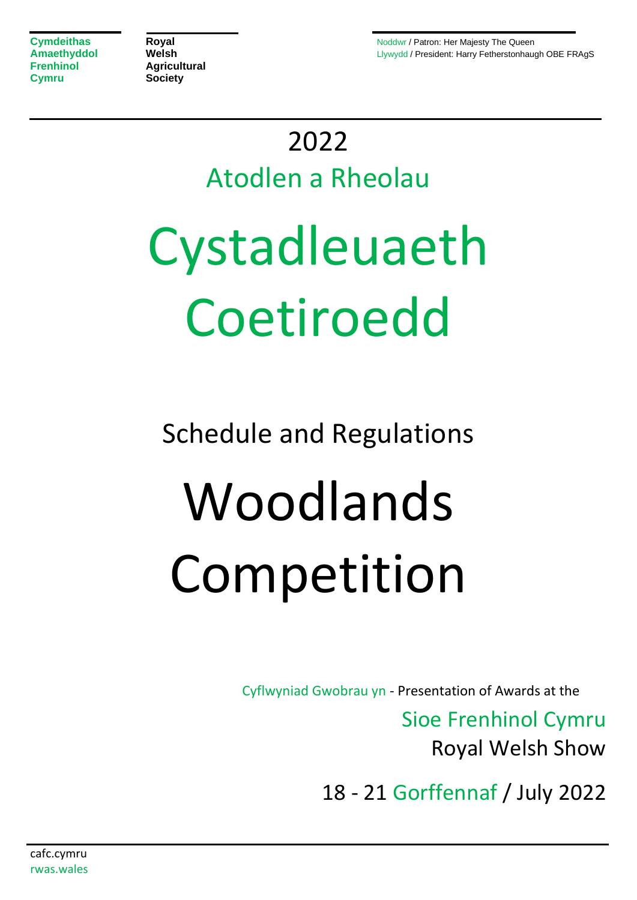**Cymdeithas Amaethyddol Frenhinol Cymru**

**Royal Welsh Agricultural Society**

Noddwr / Patron: Her Majesty The Queen
Llywydd / President: Harry Fetherstonhaugh OBE FRAgS

2022

Atodlen a Rheolau

# Cystadleuaeth Coetiroedd

Schedule and Regulations

# Woodlands Competition

Cyflwyniad Gwobrau yn - Presentation of Awards at the

Sioe Frenhinol Cymru
Royal Welsh Show

18 - 21 Gorffennaf / July 2022

cafc.cymru
rwas.wales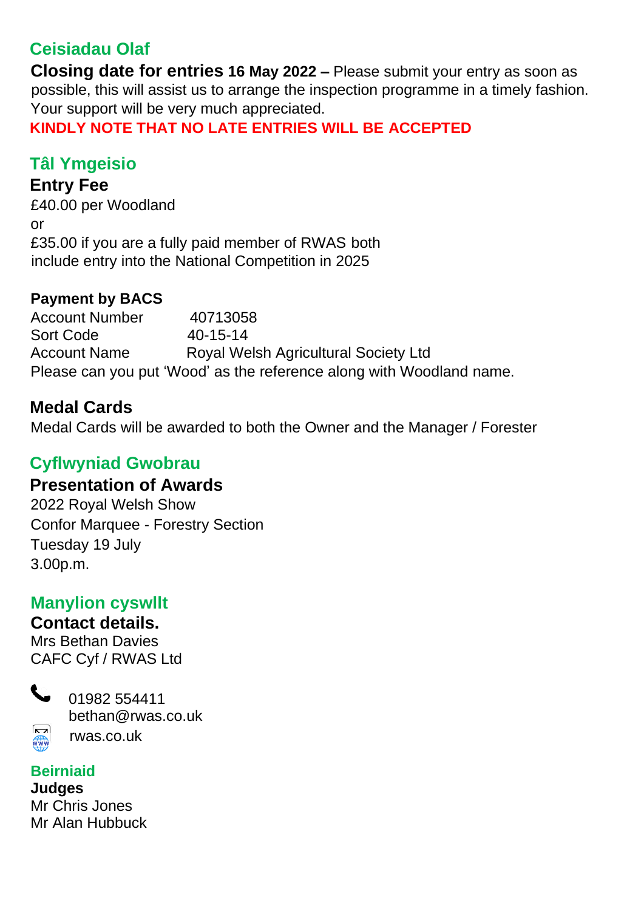## Ceisiadau Olaf

**Closing date for entries 16 May 2022 –** Please submit your entry as soon as possible, this will assist us to arrange the inspection programme in a timely fashion. Your support will be very much appreciated.

**KINDLY NOTE THAT NO LATE ENTRIES WILL BE ACCEPTED**

## Tâl Ymgeisio

### Entry Fee

£40.00 per Woodland
or
£35.00 if you are a fully paid member of RWAS both include entry into the National Competition in 2025

**Payment by BACS**

Account Number 40713058
Sort Code 40-15-14
Account Name Royal Welsh Agricultural Society Ltd
Please can you put 'Wood' as the reference along with Woodland name.

### Medal Cards

Medal Cards will be awarded to both the Owner and the Manager / Forester

## Cyflwyniad Gwobrau

### Presentation of Awards

2022 Royal Welsh Show
Confor Marquee - Forestry Section
Tuesday 19 July
3.00p.m.

## Manylion cyswllt

### Contact details.

Mrs Bethan Davies
CAFC Cyf / RWAS Ltd

01982 554411
bethan@rwas.co.uk
rwas.co.uk

## Beirniaid

**Judges**

Mr Chris Jones
Mr Alan Hubbuck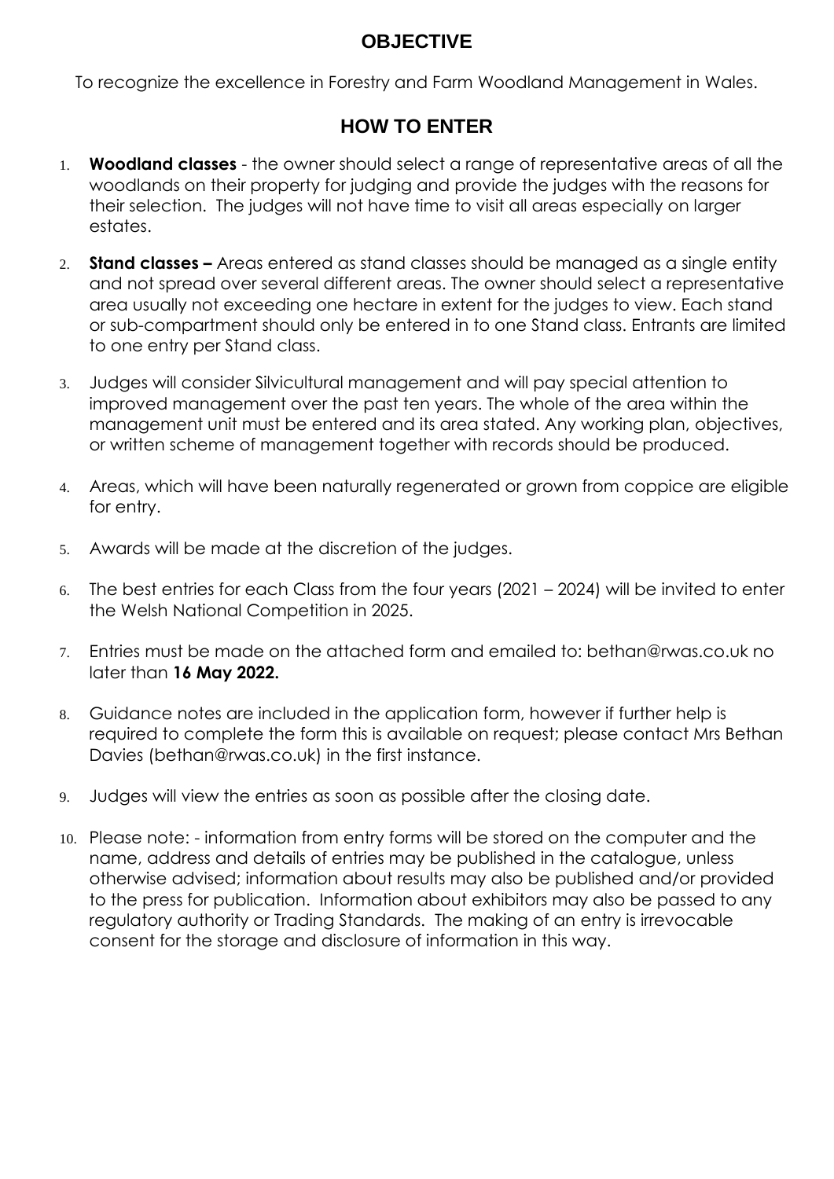## OBJECTIVE

To recognize the excellence in Forestry and Farm Woodland Management in Wales.

## HOW TO ENTER

1. **Woodland classes** - the owner should select a range of representative areas of all the woodlands on their property for judging and provide the judges with the reasons for their selection. The judges will not have time to visit all areas especially on larger estates.

2. **Stand classes –** Areas entered as stand classes should be managed as a single entity and not spread over several different areas. The owner should select a representative area usually not exceeding one hectare in extent for the judges to view. Each stand or sub-compartment should only be entered in to one Stand class. Entrants are limited to one entry per Stand class.

3. Judges will consider Silvicultural management and will pay special attention to improved management over the past ten years. The whole of the area within the management unit must be entered and its area stated. Any working plan, objectives, or written scheme of management together with records should be produced.

4. Areas, which will have been naturally regenerated or grown from coppice are eligible for entry.

5. Awards will be made at the discretion of the judges.

6. The best entries for each Class from the four years (2021 – 2024) will be invited to enter the Welsh National Competition in 2025.

7. Entries must be made on the attached form and emailed to: bethan@rwas.co.uk no later than **16 May 2022.**

8. Guidance notes are included in the application form, however if further help is required to complete the form this is available on request; please contact Mrs Bethan Davies (bethan@rwas.co.uk) in the first instance.

9. Judges will view the entries as soon as possible after the closing date.

10. Please note: - information from entry forms will be stored on the computer and the name, address and details of entries may be published in the catalogue, unless otherwise advised; information about results may also be published and/or provided to the press for publication. Information about exhibitors may also be passed to any regulatory authority or Trading Standards. The making of an entry is irrevocable consent for the storage and disclosure of information in this way.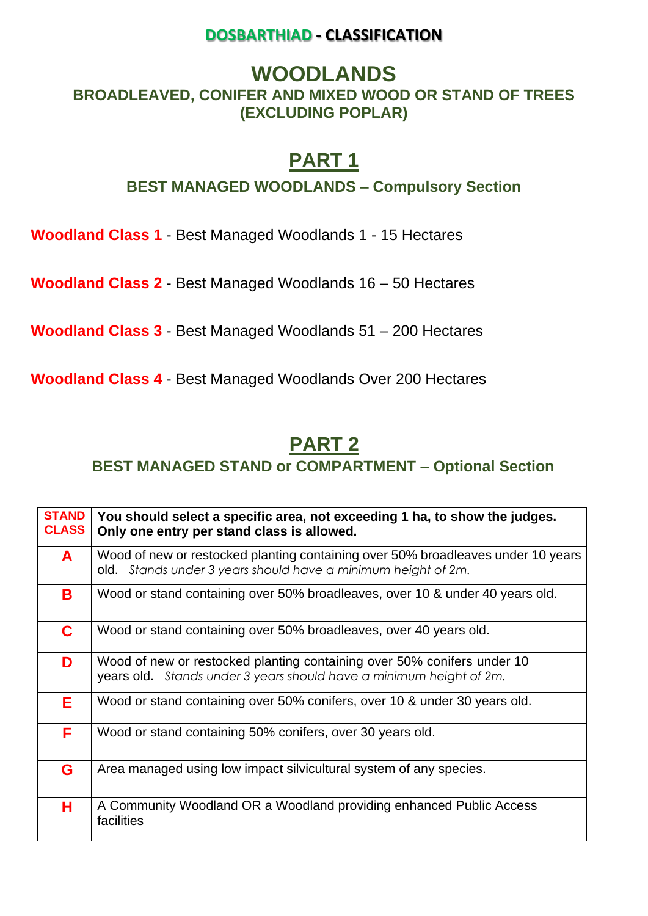**DOSBARTHIAD - CLASSIFICATION**

# WOODLANDS

## BROADLEAVED, CONIFER AND MIXED WOOD OR STAND OF TREES (EXCLUDING POPLAR)

## PART 1

### BEST MANAGED WOODLANDS – Compulsory Section

**Woodland Class 1** - Best Managed Woodlands 1 - 15 Hectares

**Woodland Class 2** - Best Managed Woodlands 16 – 50 Hectares

**Woodland Class 3** - Best Managed Woodlands 51 – 200 Hectares

**Woodland Class 4** - Best Managed Woodlands Over 200 Hectares

## PART 2

### BEST MANAGED STAND or COMPARTMENT – Optional Section

| STAND CLASS | You should select a specific area, not exceeding 1 ha, to show the judges. Only one entry per stand class is allowed. |
|---|---|
| **A** | Wood of new or restocked planting containing over 50% broadleaves under 10 years old. *Stands under 3 years should have a minimum height of 2m.* |
| **B** | Wood or stand containing over 50% broadleaves, over 10 & under 40 years old. |
| **C** | Wood or stand containing over 50% broadleaves, over 40 years old. |
| **D** | Wood of new or restocked planting containing over 50% conifers under 10 years old. *Stands under 3 years should have a minimum height of 2m.* |
| **E** | Wood or stand containing over 50% conifers, over 10 & under 30 years old. |
| **F** | Wood or stand containing 50% conifers, over 30 years old. |
| **G** | Area managed using low impact silvicultural system of any species. |
| **H** | A Community Woodland OR a Woodland providing enhanced Public Access facilities |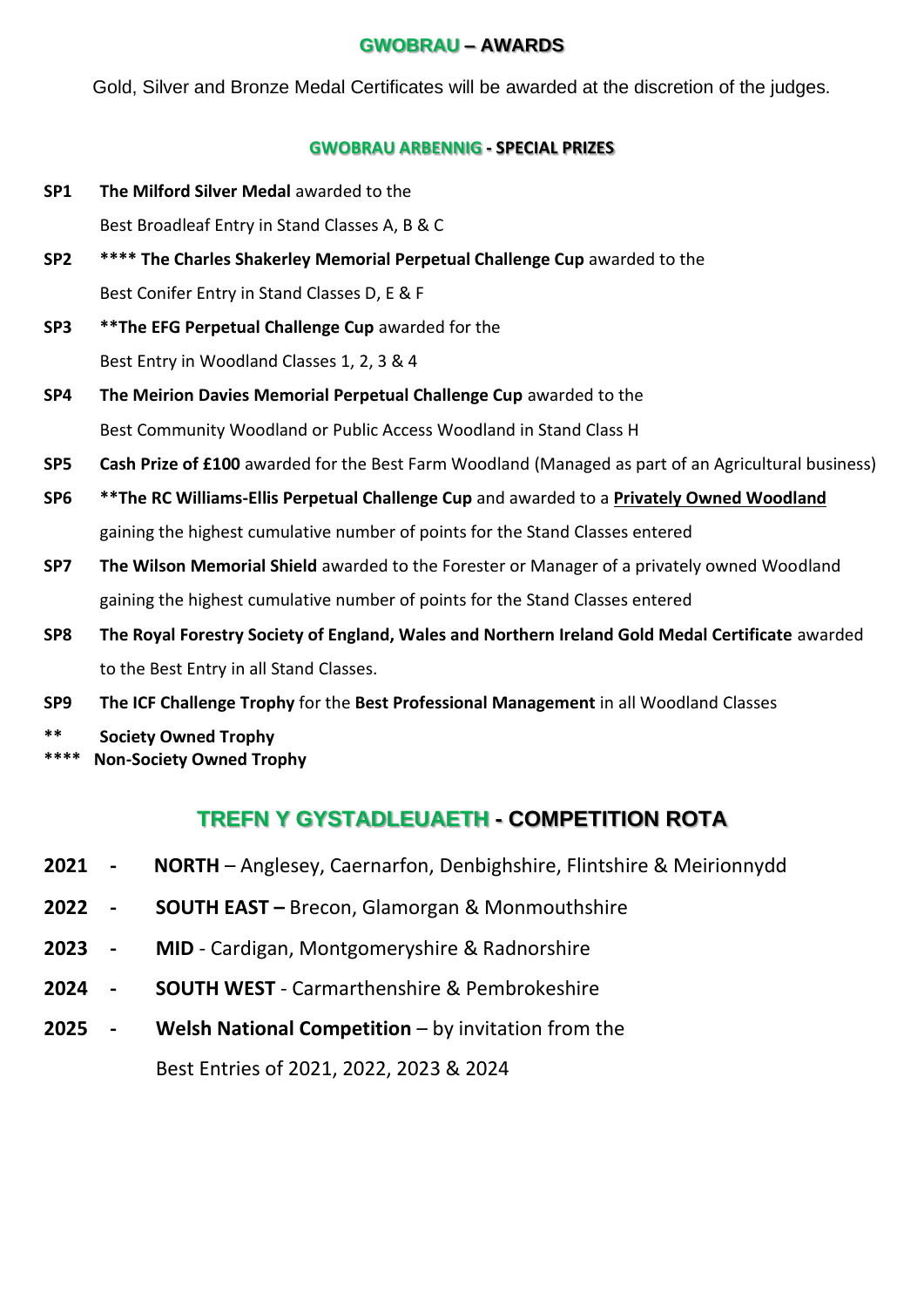## GWOBRAU – AWARDS

Gold, Silver and Bronze Medal Certificates will be awarded at the discretion of the judges.

### GWOBRAU ARBENNIG - SPECIAL PRIZES

**SP1** **The Milford Silver Medal** awarded to the
Best Broadleaf Entry in Stand Classes A, B & C

**SP2** **\*\*\*\* The Charles Shakerley Memorial Perpetual Challenge Cup** awarded to the
Best Conifer Entry in Stand Classes D, E & F

**SP3** **\*\*The EFG Perpetual Challenge Cup** awarded for the
Best Entry in Woodland Classes 1, 2, 3 & 4

**SP4** **The Meirion Davies Memorial Perpetual Challenge Cup** awarded to the
Best Community Woodland or Public Access Woodland in Stand Class H

**SP5** **Cash Prize of £100** awarded for the Best Farm Woodland (Managed as part of an Agricultural business)

**SP6** **\*\*The RC Williams-Ellis Perpetual Challenge Cup** and awarded to a <u>**Privately Owned Woodland**</u> gaining the highest cumulative number of points for the Stand Classes entered

**SP7** **The Wilson Memorial Shield** awarded to the Forester or Manager of a privately owned Woodland gaining the highest cumulative number of points for the Stand Classes entered

**SP8** **The Royal Forestry Society of England, Wales and Northern Ireland Gold Medal Certificate** awarded to the Best Entry in all Stand Classes.

**SP9** **The ICF Challenge Trophy** for the **Best Professional Management** in all Woodland Classes

**\*\*** **Society Owned Trophy**
**\*\*\*\*** **Non-Society Owned Trophy**

## TREFN Y GYSTADLEUAETH - COMPETITION ROTA

**2021** - **NORTH** – Anglesey, Caernarfon, Denbighshire, Flintshire & Meirionnydd

**2022** - **SOUTH EAST –** Brecon, Glamorgan & Monmouthshire

**2023** - **MID** - Cardigan, Montgomeryshire & Radnorshire

**2024** - **SOUTH WEST** - Carmarthenshire & Pembrokeshire

**2025** - **Welsh National Competition** – by invitation from the Best Entries of 2021, 2022, 2023 & 2024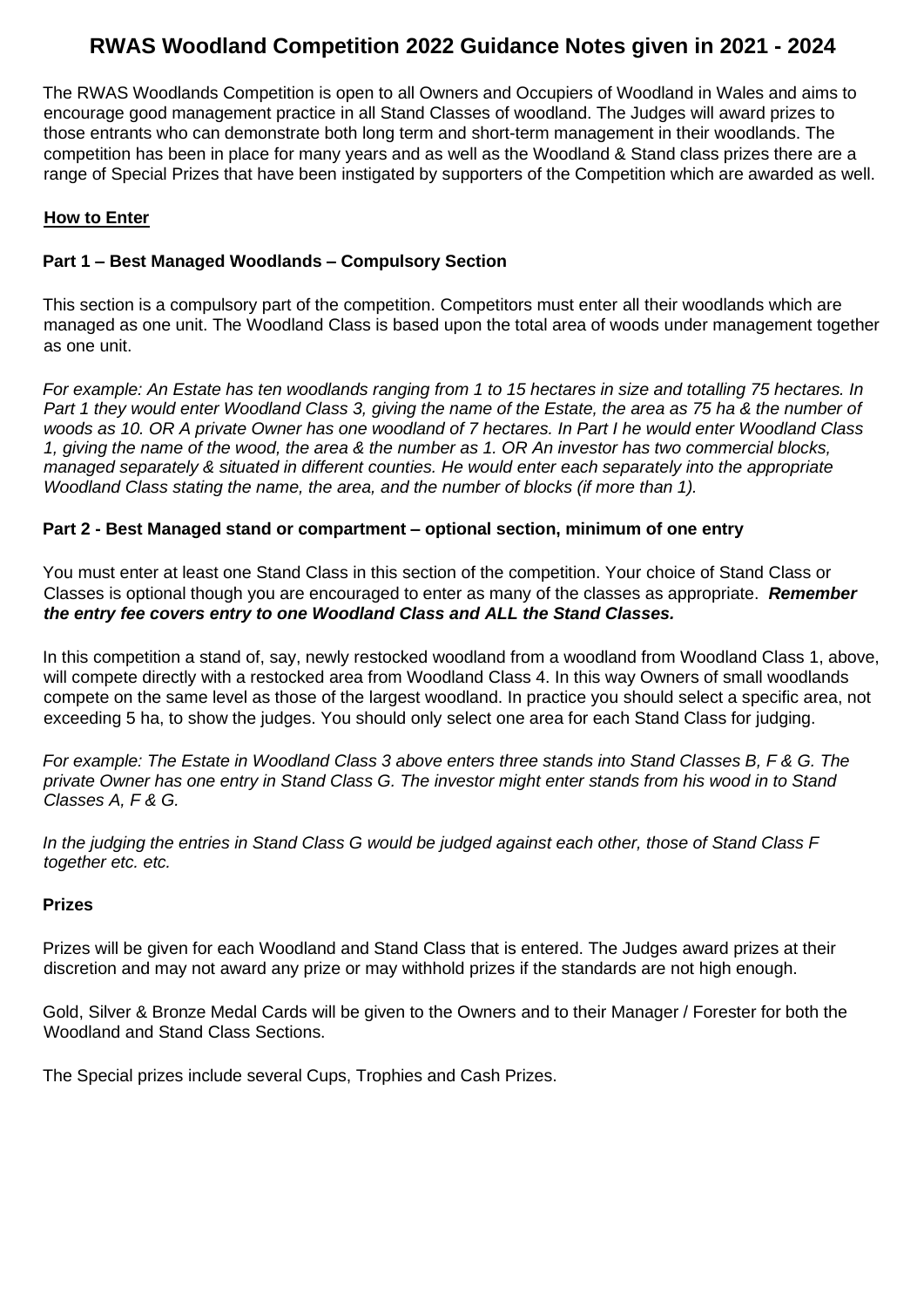# RWAS Woodland Competition 2022 Guidance Notes given in 2021 - 2024

The RWAS Woodlands Competition is open to all Owners and Occupiers of Woodland in Wales and aims to encourage good management practice in all Stand Classes of woodland. The Judges will award prizes to those entrants who can demonstrate both long term and short-term management in their woodlands. The competition has been in place for many years and as well as the Woodland & Stand class prizes there are a range of Special Prizes that have been instigated by supporters of the Competition which are awarded as well.

## How to Enter

### Part 1 – Best Managed Woodlands – Compulsory Section

This section is a compulsory part of the competition. Competitors must enter all their woodlands which are managed as one unit. The Woodland Class is based upon the total area of woods under management together as one unit.

*For example: An Estate has ten woodlands ranging from 1 to 15 hectares in size and totalling 75 hectares. In Part 1 they would enter Woodland Class 3, giving the name of the Estate, the area as 75 ha & the number of woods as 10. OR A private Owner has one woodland of 7 hectares. In Part I he would enter Woodland Class 1, giving the name of the wood, the area & the number as 1. OR An investor has two commercial blocks, managed separately & situated in different counties. He would enter each separately into the appropriate Woodland Class stating the name, the area, and the number of blocks (if more than 1).*

### Part 2 - Best Managed stand or compartment – optional section, minimum of one entry

You must enter at least one Stand Class in this section of the competition. Your choice of Stand Class or Classes is optional though you are encouraged to enter as many of the classes as appropriate. ***Remember the entry fee covers entry to one Woodland Class and ALL the Stand Classes.***

In this competition a stand of, say, newly restocked woodland from a woodland from Woodland Class 1, above, will compete directly with a restocked area from Woodland Class 4. In this way Owners of small woodlands compete on the same level as those of the largest woodland. In practice you should select a specific area, not exceeding 5 ha, to show the judges. You should only select one area for each Stand Class for judging.

*For example: The Estate in Woodland Class 3 above enters three stands into Stand Classes B, F & G. The private Owner has one entry in Stand Class G. The investor might enter stands from his wood in to Stand Classes A, F & G.*

*In the judging the entries in Stand Class G would be judged against each other, those of Stand Class F together etc. etc.*

## Prizes

Prizes will be given for each Woodland and Stand Class that is entered. The Judges award prizes at their discretion and may not award any prize or may withhold prizes if the standards are not high enough.

Gold, Silver & Bronze Medal Cards will be given to the Owners and to their Manager / Forester for both the Woodland and Stand Class Sections.

The Special prizes include several Cups, Trophies and Cash Prizes.